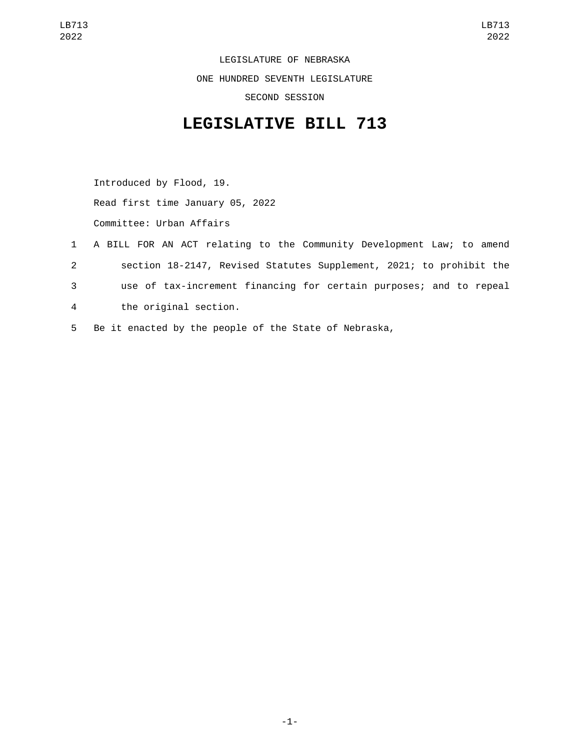LEGISLATURE OF NEBRASKA

ONE HUNDRED SEVENTH LEGISLATURE

SECOND SESSION

# LEGISLATIVE BILL 713

Introduced by Flood, 19.

Read first time January 05, 2022

Committee: Urban Affairs

1 A BILL FOR AN ACT relating to the Community Development Law; to amend
2 section 18-2147, Revised Statutes Supplement, 2021; to prohibit the
3 use of tax-increment financing for certain purposes; and to repeal
4 the original section.
5 Be it enacted by the people of the State of Nebraska,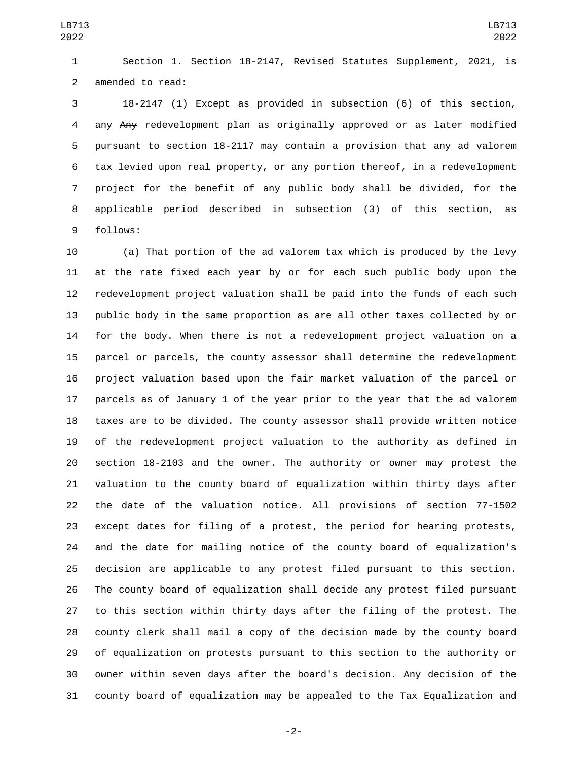Section 1. Section 18-2147, Revised Statutes Supplement, 2021, is amended to read:

18-2147 (1) Except as provided in subsection (6) of this section, any ~~Any~~ redevelopment plan as originally approved or as later modified pursuant to section 18-2117 may contain a provision that any ad valorem tax levied upon real property, or any portion thereof, in a redevelopment project for the benefit of any public body shall be divided, for the applicable period described in subsection (3) of this section, as follows:

(a) That portion of the ad valorem tax which is produced by the levy at the rate fixed each year by or for each such public body upon the redevelopment project valuation shall be paid into the funds of each such public body in the same proportion as are all other taxes collected by or for the body. When there is not a redevelopment project valuation on a parcel or parcels, the county assessor shall determine the redevelopment project valuation based upon the fair market valuation of the parcel or parcels as of January 1 of the year prior to the year that the ad valorem taxes are to be divided. The county assessor shall provide written notice of the redevelopment project valuation to the authority as defined in section 18-2103 and the owner. The authority or owner may protest the valuation to the county board of equalization within thirty days after the date of the valuation notice. All provisions of section 77-1502 except dates for filing of a protest, the period for hearing protests, and the date for mailing notice of the county board of equalization's decision are applicable to any protest filed pursuant to this section. The county board of equalization shall decide any protest filed pursuant to this section within thirty days after the filing of the protest. The county clerk shall mail a copy of the decision made by the county board of equalization on protests pursuant to this section to the authority or owner within seven days after the board's decision. Any decision of the county board of equalization may be appealed to the Tax Equalization and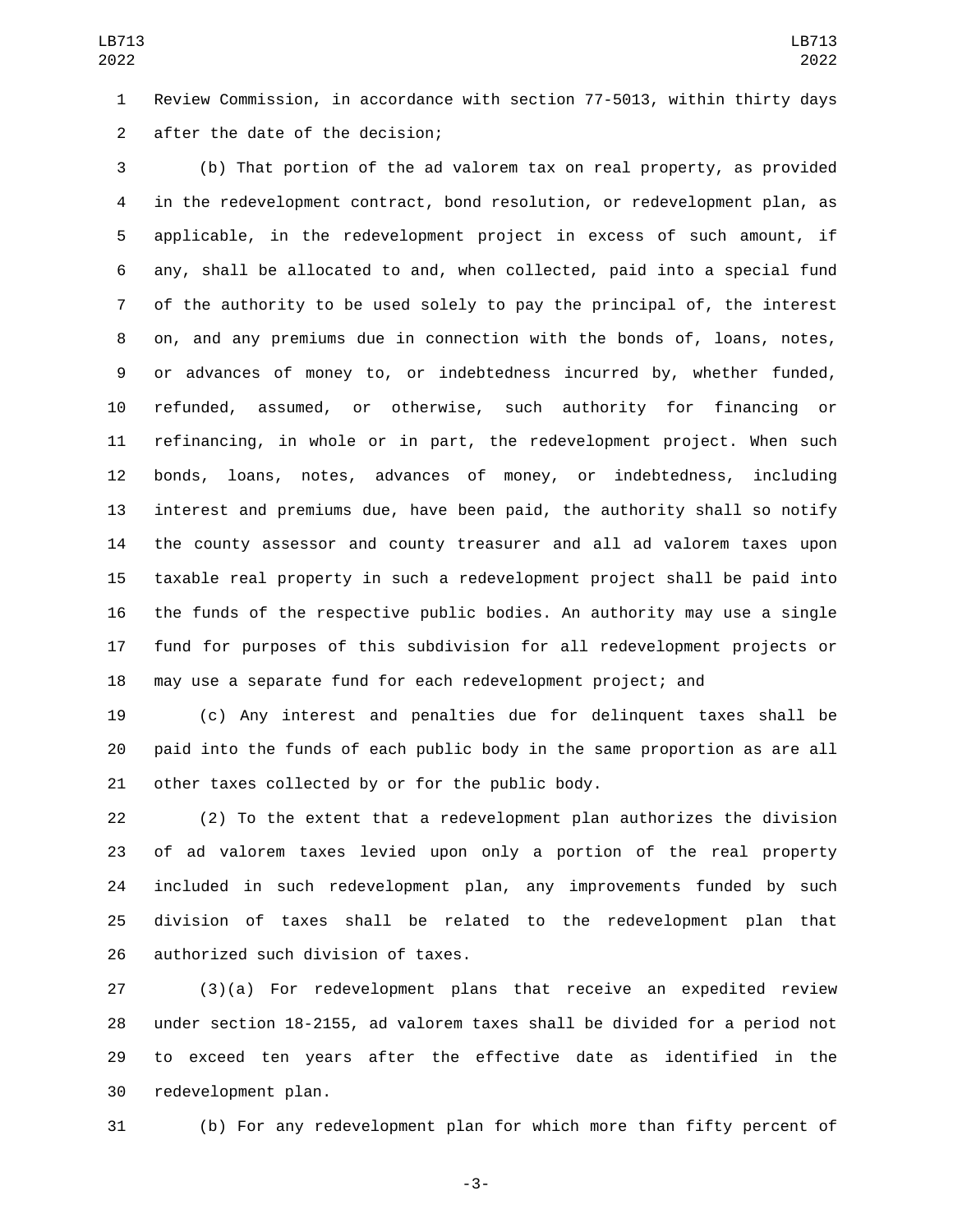Review Commission, in accordance with section 77-5013, within thirty days after the date of the decision;

(b) That portion of the ad valorem tax on real property, as provided in the redevelopment contract, bond resolution, or redevelopment plan, as applicable, in the redevelopment project in excess of such amount, if any, shall be allocated to and, when collected, paid into a special fund of the authority to be used solely to pay the principal of, the interest on, and any premiums due in connection with the bonds of, loans, notes, or advances of money to, or indebtedness incurred by, whether funded, refunded, assumed, or otherwise, such authority for financing or refinancing, in whole or in part, the redevelopment project. When such bonds, loans, notes, advances of money, or indebtedness, including interest and premiums due, have been paid, the authority shall so notify the county assessor and county treasurer and all ad valorem taxes upon taxable real property in such a redevelopment project shall be paid into the funds of the respective public bodies. An authority may use a single fund for purposes of this subdivision for all redevelopment projects or may use a separate fund for each redevelopment project; and

(c) Any interest and penalties due for delinquent taxes shall be paid into the funds of each public body in the same proportion as are all other taxes collected by or for the public body.

(2) To the extent that a redevelopment plan authorizes the division of ad valorem taxes levied upon only a portion of the real property included in such redevelopment plan, any improvements funded by such division of taxes shall be related to the redevelopment plan that authorized such division of taxes.

(3)(a) For redevelopment plans that receive an expedited review under section 18-2155, ad valorem taxes shall be divided for a period not to exceed ten years after the effective date as identified in the redevelopment plan.

(b) For any redevelopment plan for which more than fifty percent of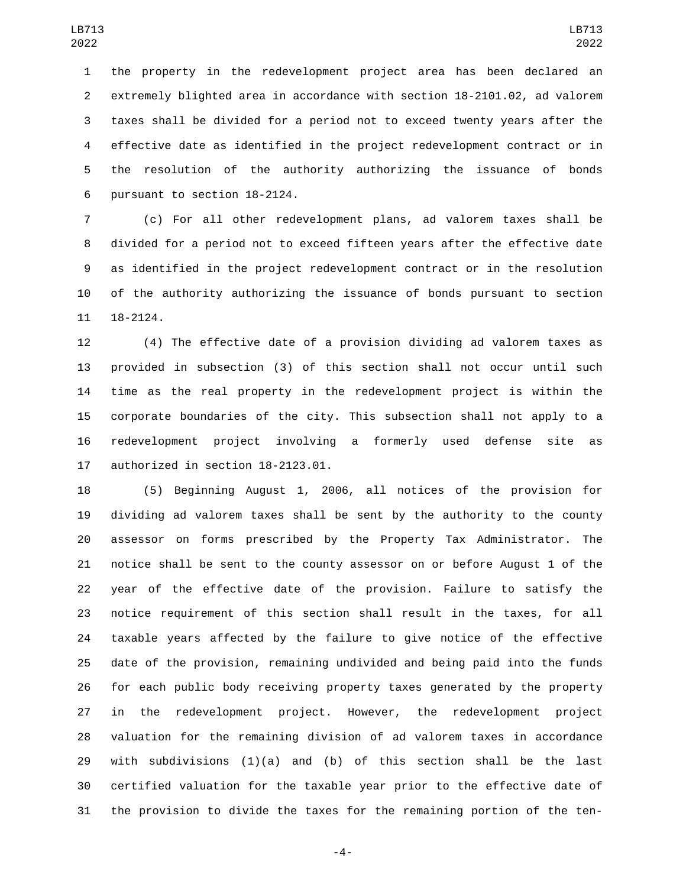the property in the redevelopment project area has been declared an extremely blighted area in accordance with section 18-2101.02, ad valorem taxes shall be divided for a period not to exceed twenty years after the effective date as identified in the project redevelopment contract or in the resolution of the authority authorizing the issuance of bonds pursuant to section 18-2124.

(c) For all other redevelopment plans, ad valorem taxes shall be divided for a period not to exceed fifteen years after the effective date as identified in the project redevelopment contract or in the resolution of the authority authorizing the issuance of bonds pursuant to section 18-2124.

(4) The effective date of a provision dividing ad valorem taxes as provided in subsection (3) of this section shall not occur until such time as the real property in the redevelopment project is within the corporate boundaries of the city. This subsection shall not apply to a redevelopment project involving a formerly used defense site as authorized in section 18-2123.01.

(5) Beginning August 1, 2006, all notices of the provision for dividing ad valorem taxes shall be sent by the authority to the county assessor on forms prescribed by the Property Tax Administrator. The notice shall be sent to the county assessor on or before August 1 of the year of the effective date of the provision. Failure to satisfy the notice requirement of this section shall result in the taxes, for all taxable years affected by the failure to give notice of the effective date of the provision, remaining undivided and being paid into the funds for each public body receiving property taxes generated by the property in the redevelopment project. However, the redevelopment project valuation for the remaining division of ad valorem taxes in accordance with subdivisions (1)(a) and (b) of this section shall be the last certified valuation for the taxable year prior to the effective date of the provision to divide the taxes for the remaining portion of the ten-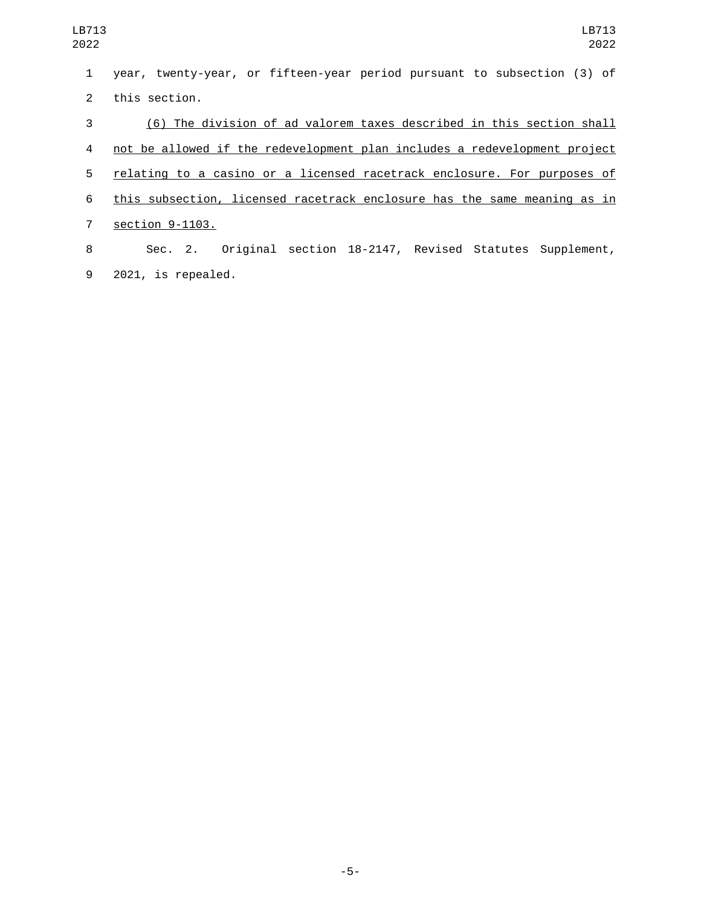year, twenty-year, or fifteen-year period pursuant to subsection (3) of this section.

(6) The division of ad valorem taxes described in this section shall not be allowed if the redevelopment plan includes a redevelopment project relating to a casino or a licensed racetrack enclosure. For purposes of this subsection, licensed racetrack enclosure has the same meaning as in section 9-1103.

Sec. 2. Original section 18-2147, Revised Statutes Supplement, 2021, is repealed.